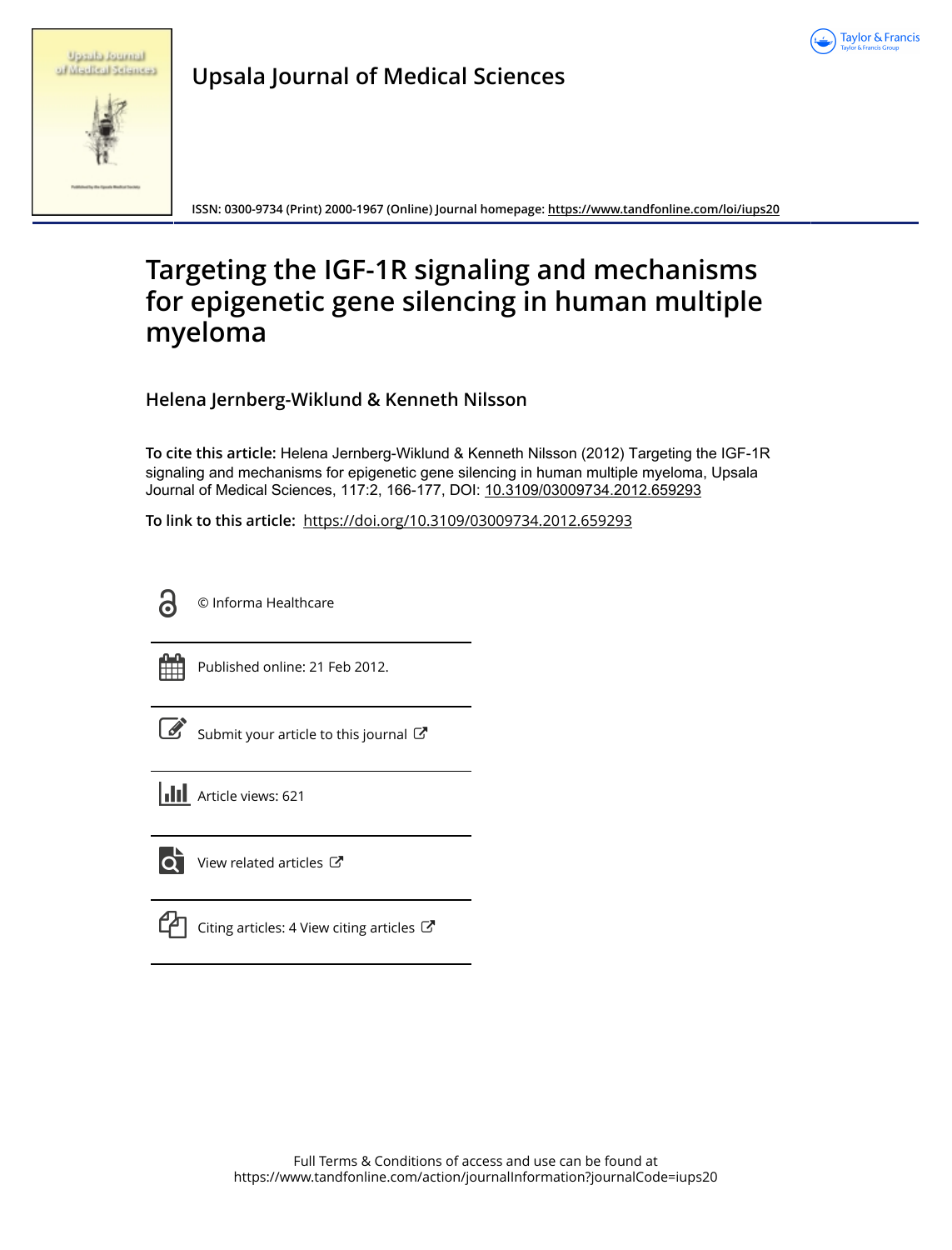# Targeting the IGF-1R signaling and mechanisms for epigenetic gene silencing in human multiple myeloma

**Helena Jernberg-Wiklund & Kenneth Nilsson**

**To cite this article:** Helena Jernberg-Wiklund & Kenneth Nilsson (2012) Targeting the IGF-1R signaling and mechanisms for epigenetic gene silencing in human multiple myeloma, Upsala Journal of Medical Sciences, 117:2, 166-177, DOI: 10.3109/03009734.2012.659293

**To link to this article:** https://doi.org/10.3109/03009734.2012.659293

© Informa Healthcare

Published online: 21 Feb 2012.

Submit your article to this journal

Article views: 621

View related articles

Citing articles: 4 View citing articles

Full Terms & Conditions of access and use can be found at https://www.tandfonline.com/action/journalInformation?journalCode=iups20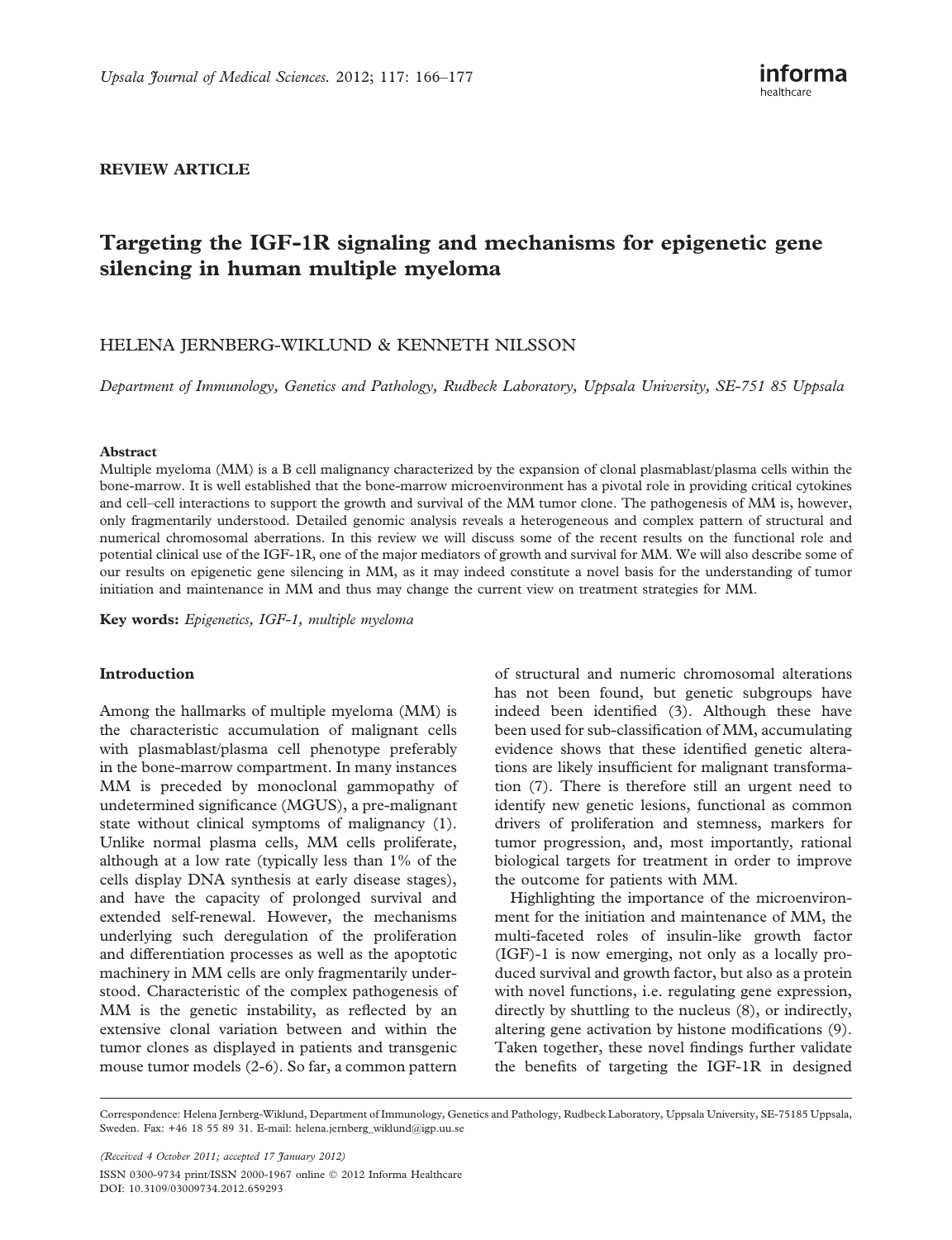**REVIEW ARTICLE**

# Targeting the IGF-1R signaling and mechanisms for epigenetic gene silencing in human multiple myeloma

HELENA JERNBERG-WIKLUND & KENNETH NILSSON

*Department of Immunology, Genetics and Pathology, Rudbeck Laboratory, Uppsala University, SE-751 85 Uppsala*

#### Abstract

Multiple myeloma (MM) is a B cell malignancy characterized by the expansion of clonal plasmablast/plasma cells within the bone-marrow. It is well established that the bone-marrow microenvironment has a pivotal role in providing critical cytokines and cell–cell interactions to support the growth and survival of the MM tumor clone. The pathogenesis of MM is, however, only fragmentarily understood. Detailed genomic analysis reveals a heterogeneous and complex pattern of structural and numerical chromosomal aberrations. In this review we will discuss some of the recent results on the functional role and potential clinical use of the IGF-1R, one of the major mediators of growth and survival for MM. We will also describe some of our results on epigenetic gene silencing in MM, as it may indeed constitute a novel basis for the understanding of tumor initiation and maintenance in MM and thus may change the current view on treatment strategies for MM.

**Key words:** *Epigenetics, IGF-1, multiple myeloma*

## Introduction

Among the hallmarks of multiple myeloma (MM) is the characteristic accumulation of malignant cells with plasmablast/plasma cell phenotype preferably in the bone-marrow compartment. In many instances MM is preceded by monoclonal gammopathy of undetermined significance (MGUS), a pre-malignant state without clinical symptoms of malignancy (1). Unlike normal plasma cells, MM cells proliferate, although at a low rate (typically less than 1% of the cells display DNA synthesis at early disease stages), and have the capacity of prolonged survival and extended self-renewal. However, the mechanisms underlying such deregulation of the proliferation and differentiation processes as well as the apoptotic machinery in MM cells are only fragmentarily understood. Characteristic of the complex pathogenesis of MM is the genetic instability, as reflected by an extensive clonal variation between and within the tumor clones as displayed in patients and transgenic mouse tumor models (2-6). So far, a common pattern of structural and numeric chromosomal alterations has not been found, but genetic subgroups have indeed been identified (3). Although these have been used for sub-classification of MM, accumulating evidence shows that these identified genetic alterations are likely insufficient for malignant transformation (7). There is therefore still an urgent need to identify new genetic lesions, functional as common drivers of proliferation and stemness, markers for tumor progression, and, most importantly, rational biological targets for treatment in order to improve the outcome for patients with MM.

Highlighting the importance of the microenvironment for the initiation and maintenance of MM, the multi-faceted roles of insulin-like growth factor (IGF)-1 is now emerging, not only as a locally produced survival and growth factor, but also as a protein with novel functions, i.e. regulating gene expression, directly by shuttling to the nucleus (8), or indirectly, altering gene activation by histone modifications (9). Taken together, these novel findings further validate the benefits of targeting the IGF-1R in designed

Correspondence: Helena Jernberg-Wiklund, Department of Immunology, Genetics and Pathology, Rudbeck Laboratory, Uppsala University, SE-75185 Uppsala, Sweden. Fax: +46 18 55 89 31. E-mail: helena.jernberg_wiklund@igp.uu.se

*(Received 4 October 2011; accepted 17 January 2012)*

ISSN 0300-9734 print/ISSN 2000-1967 online © 2012 Informa Healthcare
DOI: 10.3109/03009734.2012.659293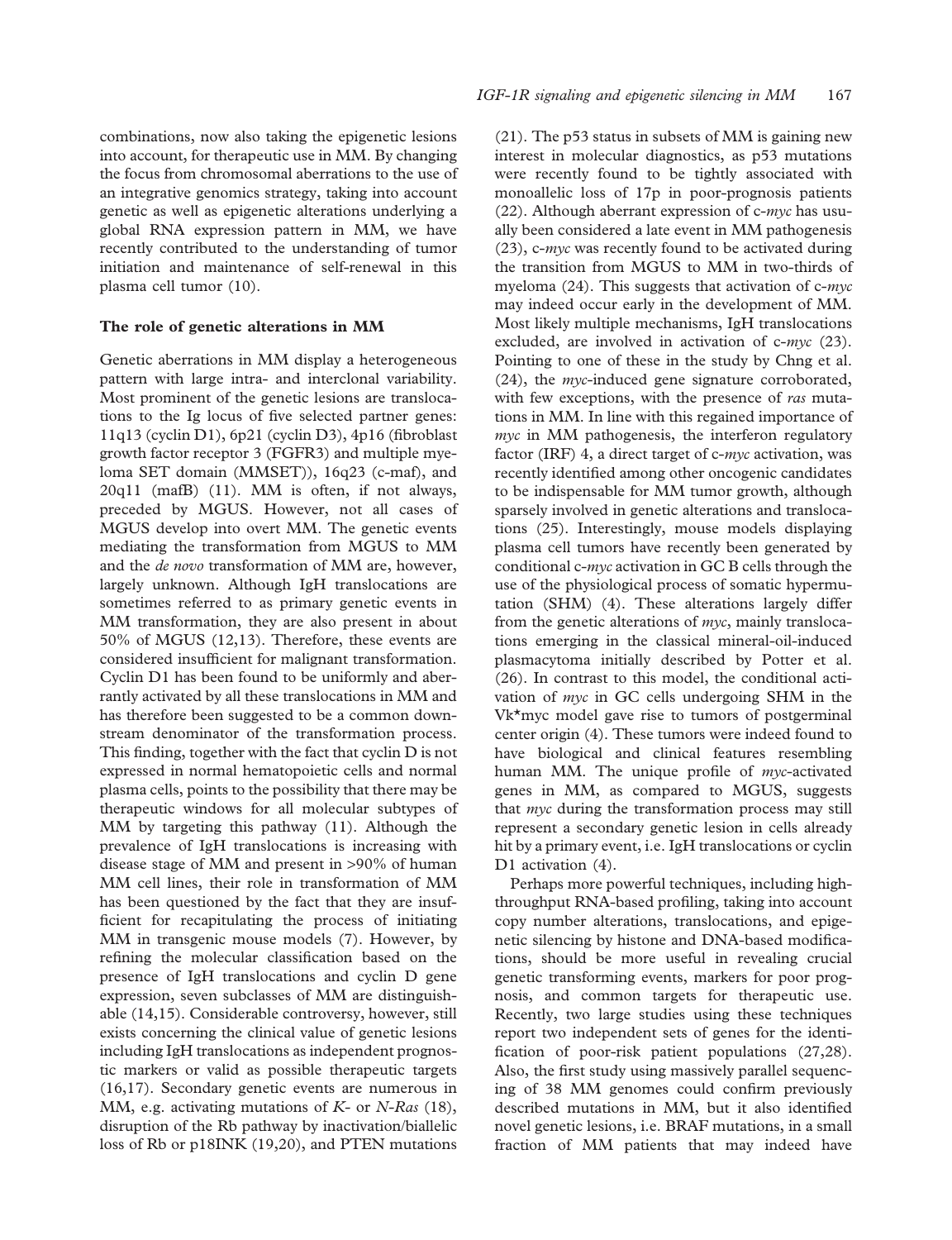combinations, now also taking the epigenetic lesions into account, for therapeutic use in MM. By changing the focus from chromosomal aberrations to the use of an integrative genomics strategy, taking into account genetic as well as epigenetic alterations underlying a global RNA expression pattern in MM, we have recently contributed to the understanding of tumor initiation and maintenance of self-renewal in this plasma cell tumor (10).

## The role of genetic alterations in MM

Genetic aberrations in MM display a heterogeneous pattern with large intra- and interclonal variability. Most prominent of the genetic lesions are translocations to the Ig locus of five selected partner genes: 11q13 (cyclin D1), 6p21 (cyclin D3), 4p16 (fibroblast growth factor receptor 3 (FGFR3) and multiple myeloma SET domain (MMSET)), 16q23 (c-maf), and 20q11 (mafB) (11). MM is often, if not always, preceded by MGUS. However, not all cases of MGUS develop into overt MM. The genetic events mediating the transformation from MGUS to MM and the *de novo* transformation of MM are, however, largely unknown. Although IgH translocations are sometimes referred to as primary genetic events in MM transformation, they are also present in about 50% of MGUS (12,13). Therefore, these events are considered insufficient for malignant transformation. Cyclin D1 has been found to be uniformly and aberrantly activated by all these translocations in MM and has therefore been suggested to be a common downstream denominator of the transformation process. This finding, together with the fact that cyclin D is not expressed in normal hematopoietic cells and normal plasma cells, points to the possibility that there may be therapeutic windows for all molecular subtypes of MM by targeting this pathway (11). Although the prevalence of IgH translocations is increasing with disease stage of MM and present in >90% of human MM cell lines, their role in transformation of MM has been questioned by the fact that they are insufficient for recapitulating the process of initiating MM in transgenic mouse models (7). However, by refining the molecular classification based on the presence of IgH translocations and cyclin D gene expression, seven subclasses of MM are distinguishable (14,15). Considerable controversy, however, still exists concerning the clinical value of genetic lesions including IgH translocations as independent prognostic markers or valid as possible therapeutic targets (16,17). Secondary genetic events are numerous in MM, e.g. activating mutations of *K-* or *N-Ras* (18), disruption of the Rb pathway by inactivation/biallelic loss of Rb or p18INK (19,20), and PTEN mutations (21). The p53 status in subsets of MM is gaining new interest in molecular diagnostics, as p53 mutations were recently found to be tightly associated with monoallelic loss of 17p in poor-prognosis patients (22). Although aberrant expression of c-*myc* has usually been considered a late event in MM pathogenesis (23), c-*myc* was recently found to be activated during the transition from MGUS to MM in two-thirds of myeloma (24). This suggests that activation of c-*myc* may indeed occur early in the development of MM. Most likely multiple mechanisms, IgH translocations excluded, are involved in activation of c-*myc* (23). Pointing to one of these in the study by Chng et al. (24), the *myc*-induced gene signature corroborated, with few exceptions, with the presence of *ras* mutations in MM. In line with this regained importance of *myc* in MM pathogenesis, the interferon regulatory factor (IRF) 4, a direct target of c-*myc* activation, was recently identified among other oncogenic candidates to be indispensable for MM tumor growth, although sparsely involved in genetic alterations and translocations (25). Interestingly, mouse models displaying plasma cell tumors have recently been generated by conditional c-*myc* activation in GC B cells through the use of the physiological process of somatic hypermutation (SHM) (4). These alterations largely differ from the genetic alterations of *myc*, mainly translocations emerging in the classical mineral-oil-induced plasmacytoma initially described by Potter et al. (26). In contrast to this model, the conditional activation of *myc* in GC cells undergoing SHM in the Vk*myc model gave rise to tumors of postgerminal center origin (4). These tumors were indeed found to have biological and clinical features resembling human MM. The unique profile of *myc*-activated genes in MM, as compared to MGUS, suggests that *myc* during the transformation process may still represent a secondary genetic lesion in cells already hit by a primary event, i.e. IgH translocations or cyclin D1 activation (4).

Perhaps more powerful techniques, including high-throughput RNA-based profiling, taking into account copy number alterations, translocations, and epigenetic silencing by histone and DNA-based modifications, should be more useful in revealing crucial genetic transforming events, markers for poor prognosis, and common targets for therapeutic use. Recently, two large studies using these techniques report two independent sets of genes for the identification of poor-risk patient populations (27,28). Also, the first study using massively parallel sequencing of 38 MM genomes could confirm previously described mutations in MM, but it also identified novel genetic lesions, i.e. BRAF mutations, in a small fraction of MM patients that may indeed have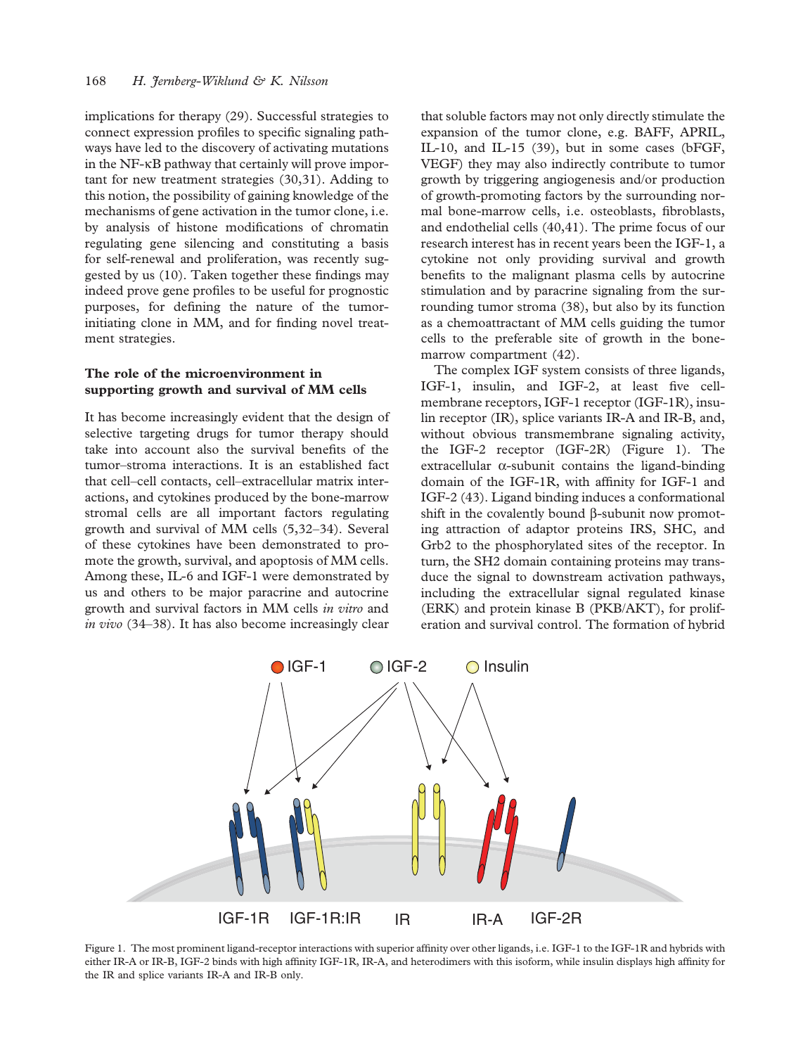implications for therapy (29). Successful strategies to connect expression profiles to specific signaling pathways have led to the discovery of activating mutations in the NF-κB pathway that certainly will prove important for new treatment strategies (30,31). Adding to this notion, the possibility of gaining knowledge of the mechanisms of gene activation in the tumor clone, i.e. by analysis of histone modifications of chromatin regulating gene silencing and constituting a basis for self-renewal and proliferation, was recently suggested by us (10). Taken together these findings may indeed prove gene profiles to be useful for prognostic purposes, for defining the nature of the tumor-initiating clone in MM, and for finding novel treatment strategies.

## The role of the microenvironment in supporting growth and survival of MM cells

It has become increasingly evident that the design of selective targeting drugs for tumor therapy should take into account also the survival benefits of the tumor–stroma interactions. It is an established fact that cell–cell contacts, cell–extracellular matrix interactions, and cytokines produced by the bone-marrow stromal cells are all important factors regulating growth and survival of MM cells (5,32–34). Several of these cytokines have been demonstrated to promote the growth, survival, and apoptosis of MM cells. Among these, IL-6 and IGF-1 were demonstrated by us and others to be major paracrine and autocrine growth and survival factors in MM cells *in vitro* and *in vivo* (34–38). It has also become increasingly clear that soluble factors may not only directly stimulate the expansion of the tumor clone, e.g. BAFF, APRIL, IL-10, and IL-15 (39), but in some cases (bFGF, VEGF) they may also indirectly contribute to tumor growth by triggering angiogenesis and/or production of growth-promoting factors by the surrounding normal bone-marrow cells, i.e. osteoblasts, fibroblasts, and endothelial cells (40,41). The prime focus of our research interest has in recent years been the IGF-1, a cytokine not only providing survival and growth benefits to the malignant plasma cells by autocrine stimulation and by paracrine signaling from the surrounding tumor stroma (38), but also by its function as a chemoattractant of MM cells guiding the tumor cells to the preferable site of growth in the bone-marrow compartment (42).

The complex IGF system consists of three ligands, IGF-1, insulin, and IGF-2, at least five cell-membrane receptors, IGF-1 receptor (IGF-1R), insulin receptor (IR), splice variants IR-A and IR-B, and, without obvious transmembrane signaling activity, the IGF-2 receptor (IGF-2R) (Figure 1). The extracellular α-subunit contains the ligand-binding domain of the IGF-1R, with affinity for IGF-1 and IGF-2 (43). Ligand binding induces a conformational shift in the covalently bound β-subunit now promoting attraction of adaptor proteins IRS, SHC, and Grb2 to the phosphorylated sites of the receptor. In turn, the SH2 domain containing proteins may transduce the signal to downstream activation pathways, including the extracellular signal regulated kinase (ERK) and protein kinase B (PKB/AKT), for proliferation and survival control. The formation of hybrid

Figure 1. The most prominent ligand-receptor interactions with superior affinity over other ligands, i.e. IGF-1 to the IGF-1R and hybrids with either IR-A or IR-B, IGF-2 binds with high affinity IGF-1R, IR-A, and heterodimers with this isoform, while insulin displays high affinity for the IR and splice variants IR-A and IR-B only.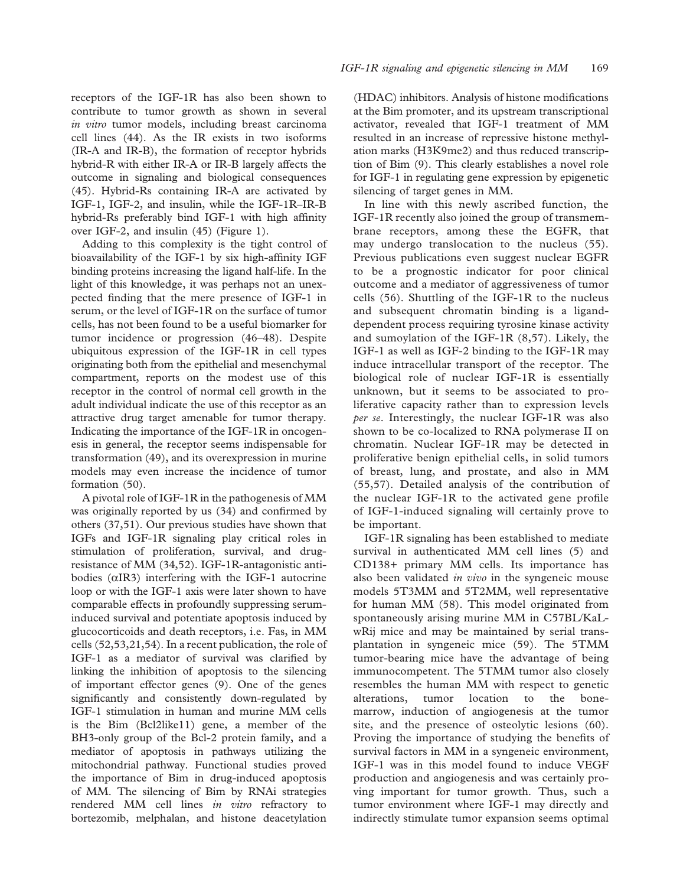receptors of the IGF-1R has also been shown to contribute to tumor growth as shown in several *in vitro* tumor models, including breast carcinoma cell lines (44). As the IR exists in two isoforms (IR-A and IR-B), the formation of receptor hybrids hybrid-R with either IR-A or IR-B largely affects the outcome in signaling and biological consequences (45). Hybrid-Rs containing IR-A are activated by IGF-1, IGF-2, and insulin, while the IGF-1R–IR-B hybrid-Rs preferably bind IGF-1 with high affinity over IGF-2, and insulin (45) (Figure 1).

Adding to this complexity is the tight control of bioavailability of the IGF-1 by six high-affinity IGF binding proteins increasing the ligand half-life. In the light of this knowledge, it was perhaps not an unexpected finding that the mere presence of IGF-1 in serum, or the level of IGF-1R on the surface of tumor cells, has not been found to be a useful biomarker for tumor incidence or progression (46–48). Despite ubiquitous expression of the IGF-1R in cell types originating both from the epithelial and mesenchymal compartment, reports on the modest use of this receptor in the control of normal cell growth in the adult individual indicate the use of this receptor as an attractive drug target amenable for tumor therapy. Indicating the importance of the IGF-1R in oncogenesis in general, the receptor seems indispensable for transformation (49), and its overexpression in murine models may even increase the incidence of tumor formation (50).

A pivotal role of IGF-1R in the pathogenesis of MM was originally reported by us (34) and confirmed by others (37,51). Our previous studies have shown that IGFs and IGF-1R signaling play critical roles in stimulation of proliferation, survival, and drug-resistance of MM (34,52). IGF-1R-antagonistic antibodies (αIR3) interfering with the IGF-1 autocrine loop or with the IGF-1 axis were later shown to have comparable effects in profoundly suppressing serum-induced survival and potentiate apoptosis induced by glucocorticoids and death receptors, i.e. Fas, in MM cells (52,53,21,54). In a recent publication, the role of IGF-1 as a mediator of survival was clarified by linking the inhibition of apoptosis to the silencing of important effector genes (9). One of the genes significantly and consistently down-regulated by IGF-1 stimulation in human and murine MM cells is the Bim (Bcl2like11) gene, a member of the BH3-only group of the Bcl-2 protein family, and a mediator of apoptosis in pathways utilizing the mitochondrial pathway. Functional studies proved the importance of Bim in drug-induced apoptosis of MM. The silencing of Bim by RNAi strategies rendered MM cell lines *in vitro* refractory to bortezomib, melphalan, and histone deacetylation (HDAC) inhibitors. Analysis of histone modifications at the Bim promoter, and its upstream transcriptional activator, revealed that IGF-1 treatment of MM resulted in an increase of repressive histone methylation marks (H3K9me2) and thus reduced transcription of Bim (9). This clearly establishes a novel role for IGF-1 in regulating gene expression by epigenetic silencing of target genes in MM.

In line with this newly ascribed function, the IGF-1R recently also joined the group of transmembrane receptors, among these the EGFR, that may undergo translocation to the nucleus (55). Previous publications even suggest nuclear EGFR to be a prognostic indicator for poor clinical outcome and a mediator of aggressiveness of tumor cells (56). Shuttling of the IGF-1R to the nucleus and subsequent chromatin binding is a ligand-dependent process requiring tyrosine kinase activity and sumoylation of the IGF-1R (8,57). Likely, the IGF-1 as well as IGF-2 binding to the IGF-1R may induce intracellular transport of the receptor. The biological role of nuclear IGF-1R is essentially unknown, but it seems to be associated to proliferative capacity rather than to expression levels *per se*. Interestingly, the nuclear IGF-1R was also shown to be co-localized to RNA polymerase II on chromatin. Nuclear IGF-1R may be detected in proliferative benign epithelial cells, in solid tumors of breast, lung, and prostate, and also in MM (55,57). Detailed analysis of the contribution of the nuclear IGF-1R to the activated gene profile of IGF-1-induced signaling will certainly prove to be important.

IGF-1R signaling has been established to mediate survival in authenticated MM cell lines (5) and CD138+ primary MM cells. Its importance has also been validated *in vivo* in the syngeneic mouse models 5T3MM and 5T2MM, well representative for human MM (58). This model originated from spontaneously arising murine MM in C57BL/KaLwRij mice and may be maintained by serial transplantation in syngeneic mice (59). The 5TMM tumor-bearing mice have the advantage of being immunocompetent. The 5TMM tumor also closely resembles the human MM with respect to genetic alterations, tumor location to the bone-marrow, induction of angiogenesis at the tumor site, and the presence of osteolytic lesions (60). Proving the importance of studying the benefits of survival factors in MM in a syngeneic environment, IGF-1 was in this model found to induce VEGF production and angiogenesis and was certainly proving important for tumor growth. Thus, such a tumor environment where IGF-1 may directly and indirectly stimulate tumor expansion seems optimal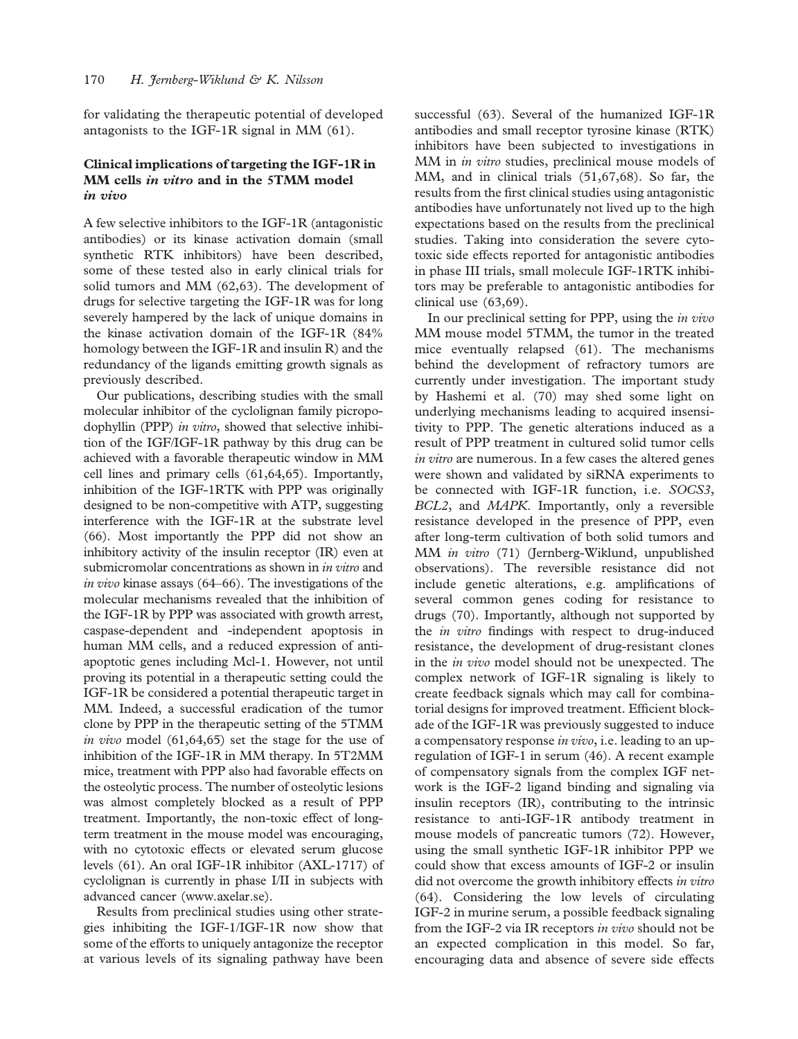for validating the therapeutic potential of developed antagonists to the IGF-1R signal in MM (61).

## Clinical implications of targeting the IGF-1R in MM cells *in vitro* and in the 5TMM model *in vivo*

A few selective inhibitors to the IGF-1R (antagonistic antibodies) or its kinase activation domain (small synthetic RTK inhibitors) have been described, some of these tested also in early clinical trials for solid tumors and MM (62,63). The development of drugs for selective targeting the IGF-1R was for long severely hampered by the lack of unique domains in the kinase activation domain of the IGF-1R (84% homology between the IGF-1R and insulin R) and the redundancy of the ligands emitting growth signals as previously described.

Our publications, describing studies with the small molecular inhibitor of the cyclolignan family picropodophyllin (PPP) *in vitro*, showed that selective inhibition of the IGF/IGF-1R pathway by this drug can be achieved with a favorable therapeutic window in MM cell lines and primary cells (61,64,65). Importantly, inhibition of the IGF-1RTK with PPP was originally designed to be non-competitive with ATP, suggesting interference with the IGF-1R at the substrate level (66). Most importantly the PPP did not show an inhibitory activity of the insulin receptor (IR) even at submicromolar concentrations as shown in *in vitro* and *in vivo* kinase assays (64–66). The investigations of the molecular mechanisms revealed that the inhibition of the IGF-1R by PPP was associated with growth arrest, caspase-dependent and -independent apoptosis in human MM cells, and a reduced expression of anti-apoptotic genes including Mcl-1. However, not until proving its potential in a therapeutic setting could the IGF-1R be considered a potential therapeutic target in MM. Indeed, a successful eradication of the tumor clone by PPP in the therapeutic setting of the 5TMM *in vivo* model (61,64,65) set the stage for the use of inhibition of the IGF-1R in MM therapy. In 5T2MM mice, treatment with PPP also had favorable effects on the osteolytic process. The number of osteolytic lesions was almost completely blocked as a result of PPP treatment. Importantly, the non-toxic effect of long-term treatment in the mouse model was encouraging, with no cytotoxic effects or elevated serum glucose levels (61). An oral IGF-1R inhibitor (AXL-1717) of cyclolignan is currently in phase I/II in subjects with advanced cancer (www.axelar.se).

Results from preclinical studies using other strategies inhibiting the IGF-1/IGF-1R now show that some of the efforts to uniquely antagonize the receptor at various levels of its signaling pathway have been successful (63). Several of the humanized IGF-1R antibodies and small receptor tyrosine kinase (RTK) inhibitors have been subjected to investigations in MM in *in vitro* studies, preclinical mouse models of MM, and in clinical trials (51,67,68). So far, the results from the first clinical studies using antagonistic antibodies have unfortunately not lived up to the high expectations based on the results from the preclinical studies. Taking into consideration the severe cytotoxic side effects reported for antagonistic antibodies in phase III trials, small molecule IGF-1RTK inhibitors may be preferable to antagonistic antibodies for clinical use (63,69).

In our preclinical setting for PPP, using the *in vivo* MM mouse model 5TMM, the tumor in the treated mice eventually relapsed (61). The mechanisms behind the development of refractory tumors are currently under investigation. The important study by Hashemi et al. (70) may shed some light on underlying mechanisms leading to acquired insensitivity to PPP. The genetic alterations induced as a result of PPP treatment in cultured solid tumor cells *in vitro* are numerous. In a few cases the altered genes were shown and validated by siRNA experiments to be connected with IGF-1R function, i.e. *SOCS3*, *BCL2*, and *MAPK*. Importantly, only a reversible resistance developed in the presence of PPP, even after long-term cultivation of both solid tumors and MM *in vitro* (71) (Jernberg-Wiklund, unpublished observations). The reversible resistance did not include genetic alterations, e.g. amplifications of several common genes coding for resistance to drugs (70). Importantly, although not supported by the *in vitro* findings with respect to drug-induced resistance, the development of drug-resistant clones in the *in vivo* model should not be unexpected. The complex network of IGF-1R signaling is likely to create feedback signals which may call for combinatorial designs for improved treatment. Efficient blockade of the IGF-1R was previously suggested to induce a compensatory response *in vivo*, i.e. leading to an up-regulation of IGF-1 in serum (46). A recent example of compensatory signals from the complex IGF network is the IGF-2 ligand binding and signaling via insulin receptors (IR), contributing to the intrinsic resistance to anti-IGF-1R antibody treatment in mouse models of pancreatic tumors (72). However, using the small synthetic IGF-1R inhibitor PPP we could show that excess amounts of IGF-2 or insulin did not overcome the growth inhibitory effects *in vitro* (64). Considering the low levels of circulating IGF-2 in murine serum, a possible feedback signaling from the IGF-2 via IR receptors *in vivo* should not be an expected complication in this model. So far, encouraging data and absence of severe side effects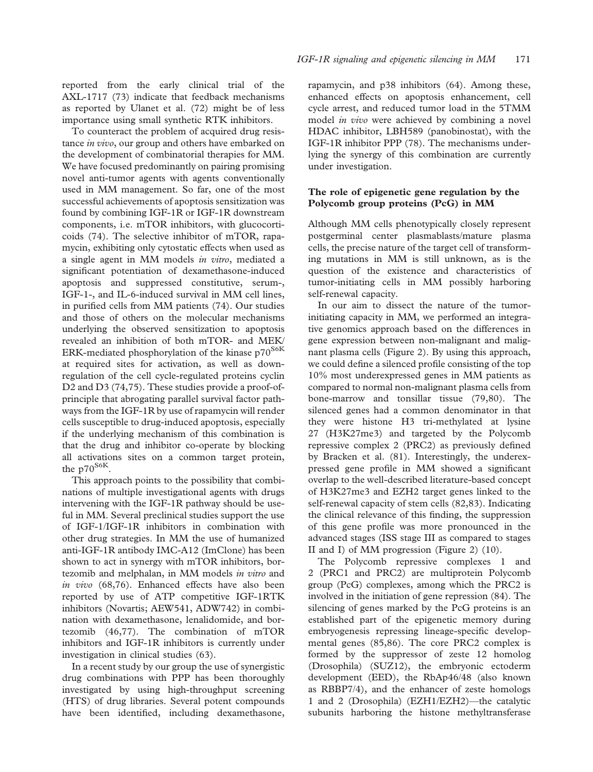reported from the early clinical trial of the AXL-1717 (73) indicate that feedback mechanisms as reported by Ulanet et al. (72) might be of less importance using small synthetic RTK inhibitors.

To counteract the problem of acquired drug resistance *in vivo*, our group and others have embarked on the development of combinatorial therapies for MM. We have focused predominantly on pairing promising novel anti-tumor agents with agents conventionally used in MM management. So far, one of the most successful achievements of apoptosis sensitization was found by combining IGF-1R or IGF-1R downstream components, i.e. mTOR inhibitors, with glucocorticoids (74). The selective inhibitor of mTOR, rapamycin, exhibiting only cytostatic effects when used as a single agent in MM models *in vitro*, mediated a significant potentiation of dexamethasone-induced apoptosis and suppressed constitutive, serum-, IGF-1-, and IL-6-induced survival in MM cell lines, in purified cells from MM patients (74). Our studies and those of others on the molecular mechanisms underlying the observed sensitization to apoptosis revealed an inhibition of both mTOR- and MEK/ERK-mediated phosphorylation of the kinase $p70^{S6K}$ at required sites for activation, as well as downregulation of the cell cycle-regulated proteins cyclin D2 and D3 (74,75). These studies provide a proof-of-principle that abrogating parallel survival factor pathways from the IGF-1R by use of rapamycin will render cells susceptible to drug-induced apoptosis, especially if the underlying mechanism of this combination is that the drug and inhibitor co-operate by blocking all activations sites on a common target protein, the $p70^{S6K}$.

This approach points to the possibility that combinations of multiple investigational agents with drugs intervening with the IGF-1R pathway should be useful in MM. Several preclinical studies support the use of IGF-1/IGF-1R inhibitors in combination with other drug strategies. In MM the use of humanized anti-IGF-1R antibody IMC-A12 (ImClone) has been shown to act in synergy with mTOR inhibitors, bortezomib and melphalan, in MM models *in vitro* and *in vivo* (68,76). Enhanced effects have also been reported by use of ATP competitive IGF-1RTK inhibitors (Novartis; AEW541, ADW742) in combination with dexamethasone, lenalidomide, and bortezomib (46,77). The combination of mTOR inhibitors and IGF-1R inhibitors is currently under investigation in clinical studies (63).

In a recent study by our group the use of synergistic drug combinations with PPP has been thoroughly investigated by using high-throughput screening (HTS) of drug libraries. Several potent compounds have been identified, including dexamethasone, rapamycin, and p38 inhibitors (64). Among these, enhanced effects on apoptosis enhancement, cell cycle arrest, and reduced tumor load in the 5TMM model *in vivo* were achieved by combining a novel HDAC inhibitor, LBH589 (panobinostat), with the IGF-1R inhibitor PPP (78). The mechanisms underlying the synergy of this combination are currently under investigation.

## The role of epigenetic gene regulation by the Polycomb group proteins (PcG) in MM

Although MM cells phenotypically closely represent postgerminal center plasmablasts/mature plasma cells, the precise nature of the target cell of transforming mutations in MM is still unknown, as is the question of the existence and characteristics of tumor-initiating cells in MM possibly harboring self-renewal capacity.

In our aim to dissect the nature of the tumor-initiating capacity in MM, we performed an integrative genomics approach based on the differences in gene expression between non-malignant and malignant plasma cells (Figure 2). By using this approach, we could define a silenced profile consisting of the top 10% most underexpressed genes in MM patients as compared to normal non-malignant plasma cells from bone-marrow and tonsillar tissue (79,80). The silenced genes had a common denominator in that they were histone H3 tri-methylated at lysine 27 (H3K27me3) and targeted by the Polycomb repressive complex 2 (PRC2) as previously defined by Bracken et al. (81). Interestingly, the underexpressed gene profile in MM showed a significant overlap to the well-described literature-based concept of H3K27me3 and EZH2 target genes linked to the self-renewal capacity of stem cells (82,83). Indicating the clinical relevance of this finding, the suppression of this gene profile was more pronounced in the advanced stages (ISS stage III as compared to stages II and I) of MM progression (Figure 2) (10).

The Polycomb repressive complexes 1 and 2 (PRC1 and PRC2) are multiprotein Polycomb group (PcG) complexes, among which the PRC2 is involved in the initiation of gene repression (84). The silencing of genes marked by the PcG proteins is an established part of the epigenetic memory during embryogenesis repressing lineage-specific developmental genes (85,86). The core PRC2 complex is formed by the suppressor of zeste 12 homolog (Drosophila) (SUZ12), the embryonic ectoderm development (EED), the RbAp46/48 (also known as RBBP7/4), and the enhancer of zeste homologs 1 and 2 (Drosophila) (EZH1/EZH2)—the catalytic subunits harboring the histone methyltransferase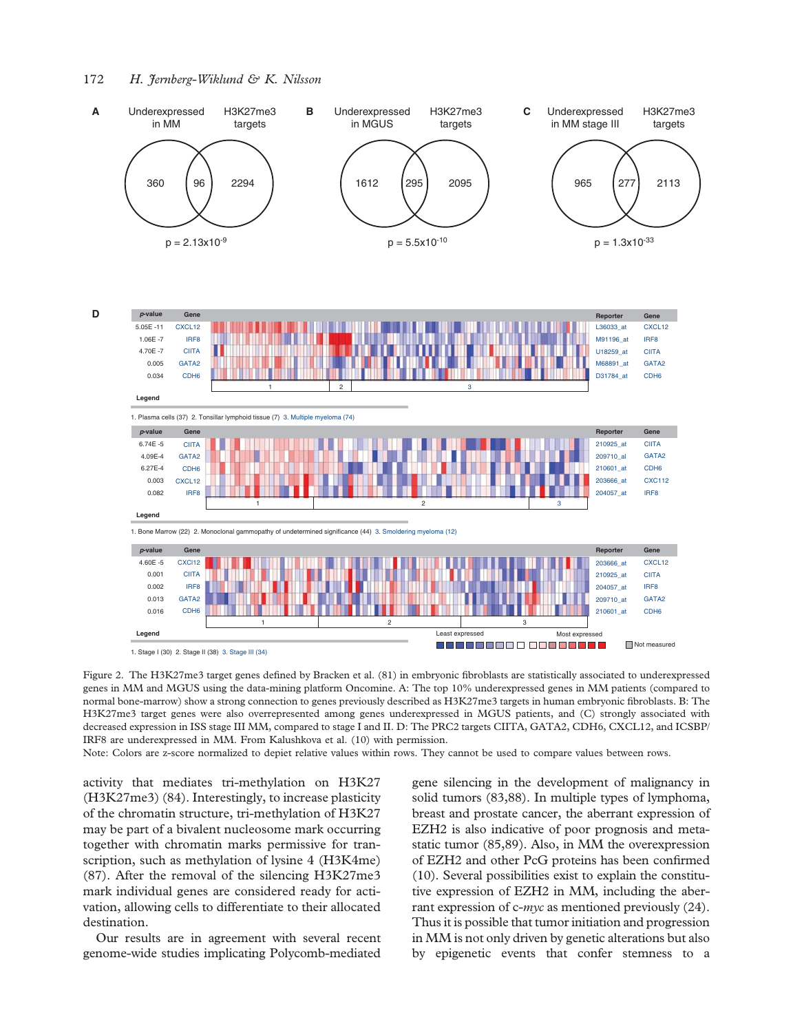Figure 2. The H3K27me3 target genes defined by Bracken et al. (81) in embryonic fibroblasts are statistically associated to underexpressed genes in MM and MGUS using the data-mining platform Oncomine. A: The top 10% underexpressed genes in MM patients (compared to normal bone-marrow) show a strong connection to genes previously described as H3K27me3 targets in human embryonic fibroblasts. B: The H3K27me3 target genes were also overrepresented among genes underexpressed in MGUS patients, and (C) strongly associated with decreased expression in ISS stage III MM, compared to stage I and II. D: The PRC2 targets CIITA, GATA2, CDH6, CXCL12, and ICSBP/IRF8 are underexpressed in MM. From Kalushkova et al. (10) with permission.

Note: Colors are z-score normalized to depiet relative values within rows. They cannot be used to compare values between rows.

activity that mediates tri-methylation on H3K27 (H3K27me3) (84). Interestingly, to increase plasticity of the chromatin structure, tri-methylation of H3K27 may be part of a bivalent nucleosome mark occurring together with chromatin marks permissive for transcription, such as methylation of lysine 4 (H3K4me) (87). After the removal of the silencing H3K27me3 mark individual genes are considered ready for activation, allowing cells to differentiate to their allocated destination.

Our results are in agreement with several recent genome-wide studies implicating Polycomb-mediated gene silencing in the development of malignancy in solid tumors (83,88). In multiple types of lymphoma, breast and prostate cancer, the aberrant expression of EZH2 is also indicative of poor prognosis and metastatic tumor (85,89). Also, in MM the overexpression of EZH2 and other PcG proteins has been confirmed (10). Several possibilities exist to explain the constitutive expression of EZH2 in MM, including the aberrant expression of c-*myc* as mentioned previously (24). Thus it is possible that tumor initiation and progression in MM is not only driven by genetic alterations but also by epigenetic events that confer stemness to a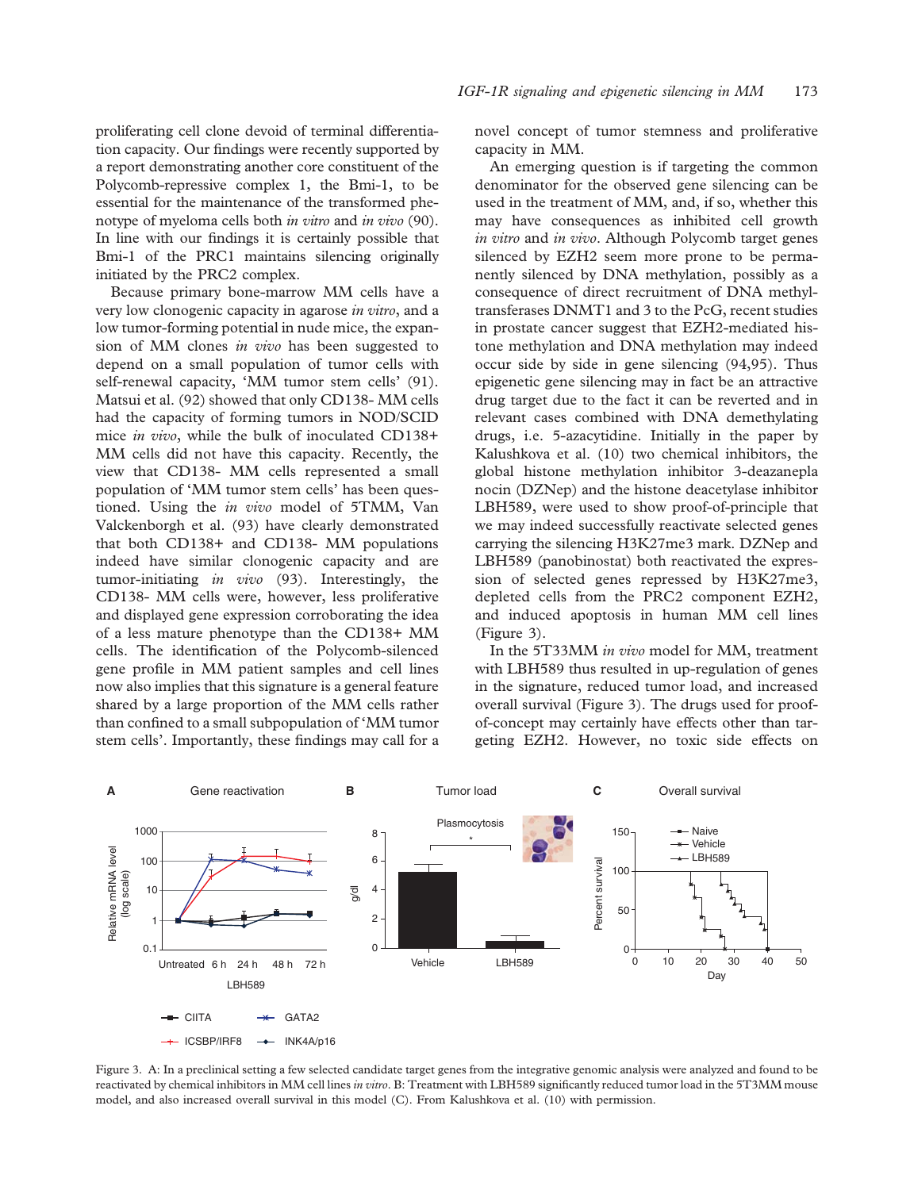proliferating cell clone devoid of terminal differentiation capacity. Our findings were recently supported by a report demonstrating another core constituent of the Polycomb-repressive complex 1, the Bmi-1, to be essential for the maintenance of the transformed phenotype of myeloma cells both *in vitro* and *in vivo* (90). In line with our findings it is certainly possible that Bmi-1 of the PRC1 maintains silencing originally initiated by the PRC2 complex.

Because primary bone-marrow MM cells have a very low clonogenic capacity in agarose *in vitro*, and a low tumor-forming potential in nude mice, the expansion of MM clones *in vivo* has been suggested to depend on a small population of tumor cells with self-renewal capacity, 'MM tumor stem cells' (91). Matsui et al. (92) showed that only CD138- MM cells had the capacity of forming tumors in NOD/SCID mice *in vivo*, while the bulk of inoculated CD138+ MM cells did not have this capacity. Recently, the view that CD138- MM cells represented a small population of 'MM tumor stem cells' has been questioned. Using the *in vivo* model of 5TMM, Van Valckenborgh et al. (93) have clearly demonstrated that both CD138+ and CD138- MM populations indeed have similar clonogenic capacity and are tumor-initiating *in vivo* (93). Interestingly, the CD138- MM cells were, however, less proliferative and displayed gene expression corroborating the idea of a less mature phenotype than the CD138+ MM cells. The identification of the Polycomb-silenced gene profile in MM patient samples and cell lines now also implies that this signature is a general feature shared by a large proportion of the MM cells rather than confined to a small subpopulation of 'MM tumor stem cells'. Importantly, these findings may call for a novel concept of tumor stemness and proliferative capacity in MM.

An emerging question is if targeting the common denominator for the observed gene silencing can be used in the treatment of MM, and, if so, whether this may have consequences as inhibited cell growth *in vitro* and *in vivo*. Although Polycomb target genes silenced by EZH2 seem more prone to be permanently silenced by DNA methylation, possibly as a consequence of direct recruitment of DNA methyltransferases DNMT1 and 3 to the PcG, recent studies in prostate cancer suggest that EZH2-mediated histone methylation and DNA methylation may indeed occur side by side in gene silencing (94,95). Thus epigenetic gene silencing may in fact be an attractive drug target due to the fact it can be reverted and in relevant cases combined with DNA demethylating drugs, i.e. 5-azacytidine. Initially in the paper by Kalushkova et al. (10) two chemical inhibitors, the global histone methylation inhibitor 3-deazanepla nocin (DZNep) and the histone deacetylase inhibitor LBH589, were used to show proof-of-principle that we may indeed successfully reactivate selected genes carrying the silencing H3K27me3 mark. DZNep and LBH589 (panobinostat) both reactivated the expression of selected genes repressed by H3K27me3, depleted cells from the PRC2 component EZH2, and induced apoptosis in human MM cell lines (Figure 3).

In the 5T33MM *in vivo* model for MM, treatment with LBH589 thus resulted in up-regulation of genes in the signature, reduced tumor load, and increased overall survival (Figure 3). The drugs used for proof-of-concept may certainly have effects other than targeting EZH2. However, no toxic side effects on

Figure 3. A: In a preclinical setting a few selected candidate target genes from the integrative genomic analysis were analyzed and found to be reactivated by chemical inhibitors in MM cell lines *in vitro*. B: Treatment with LBH589 significantly reduced tumor load in the 5T3MM mouse model, and also increased overall survival in this model (C). From Kalushkova et al. (10) with permission.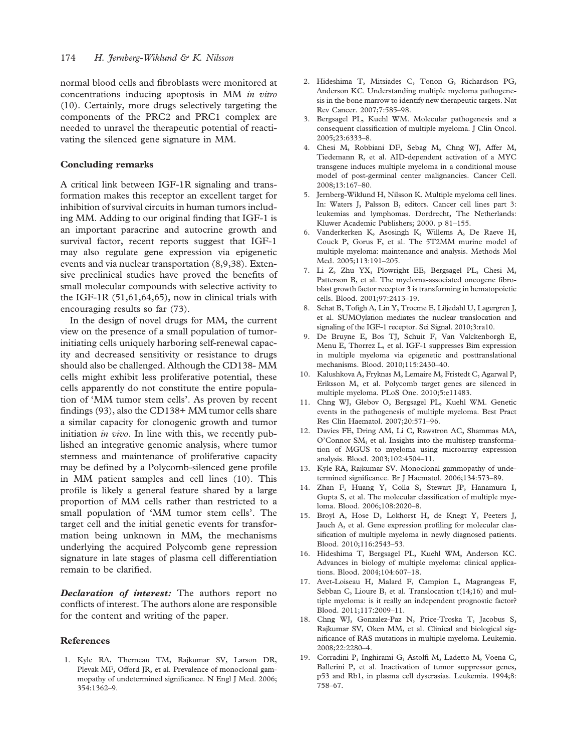normal blood cells and fibroblasts were monitored at concentrations inducing apoptosis in MM *in vitro* (10). Certainly, more drugs selectively targeting the components of the PRC2 and PRC1 complex are needed to unravel the therapeutic potential of reactivating the silenced gene signature in MM.

## Concluding remarks

A critical link between IGF-1R signaling and transformation makes this receptor an excellent target for inhibition of survival circuits in human tumors including MM. Adding to our original finding that IGF-1 is an important paracrine and autocrine growth and survival factor, recent reports suggest that IGF-1 may also regulate gene expression via epigenetic events and via nuclear transportation (8,9,38). Extensive preclinical studies have proved the benefits of small molecular compounds with selective activity to the IGF-1R (51,61,64,65), now in clinical trials with encouraging results so far (73).

In the design of novel drugs for MM, the current view on the presence of a small population of tumor-initiating cells uniquely harboring self-renewal capacity and decreased sensitivity or resistance to drugs should also be challenged. Although the CD138- MM cells might exhibit less proliferative potential, these cells apparently do not constitute the entire population of 'MM tumor stem cells'. As proven by recent findings (93), also the CD138+ MM tumor cells share a similar capacity for clonogenic growth and tumor initiation *in vivo*. In line with this, we recently published an integrative genomic analysis, where tumor stemness and maintenance of proliferative capacity may be defined by a Polycomb-silenced gene profile in MM patient samples and cell lines (10). This profile is likely a general feature shared by a large proportion of MM cells rather than restricted to a small population of 'MM tumor stem cells'. The target cell and the initial genetic events for transformation being unknown in MM, the mechanisms underlying the acquired Polycomb gene repression signature in late stages of plasma cell differentiation remain to be clarified.

***Declaration of interest:*** The authors report no conflicts of interest. The authors alone are responsible for the content and writing of the paper.

## References

1. Kyle RA, Therneau TM, Rajkumar SV, Larson DR, Plevak MF, Offord JR, et al. Prevalence of monoclonal gammopathy of undetermined significance. N Engl J Med. 2006; 354:1362–9.
2. Hideshima T, Mitsiades C, Tonon G, Richardson PG, Anderson KC. Understanding multiple myeloma pathogenesis in the bone marrow to identify new therapeutic targets. Nat Rev Cancer. 2007;7:585–98.
3. Bergsagel PL, Kuehl WM. Molecular pathogenesis and a consequent classification of multiple myeloma. J Clin Oncol. 2005;23:6333–8.
4. Chesi M, Robbiani DF, Sebag M, Chng WJ, Affer M, Tiedemann R, et al. AID-dependent activation of a MYC transgene induces multiple myeloma in a conditional mouse model of post-germinal center malignancies. Cancer Cell. 2008;13:167–80.
5. Jernberg-Wiklund H, Nilsson K. Multiple myeloma cell lines. In: Waters J, Palsson B, editors. Cancer cell lines part 3: leukemias and lymphomas. Dordrecht, The Netherlands: Kluwer Academic Publishers; 2000. p 81–155.
6. Vanderkerken K, Asosingh K, Willems A, De Raeve H, Couck P, Gorus F, et al. The 5T2MM murine model of multiple myeloma: maintenance and analysis. Methods Mol Med. 2005;113:191–205.
7. Li Z, Zhu YX, Plowright EE, Bergsagel PL, Chesi M, Patterson B, et al. The myeloma-associated oncogene fibroblast growth factor receptor 3 is transforming in hematopoietic cells. Blood. 2001;97:2413–19.
8. Sehat B, Tofigh A, Lin Y, Trocme E, Liljedahl U, Lagergren J, et al. SUMOylation mediates the nuclear translocation and signaling of the IGF-1 receptor. Sci Signal. 2010;3:ra10.
9. De Bruyne E, Bos TJ, Schuit F, Van Valckenborgh E, Menu E, Thorrez L, et al. IGF-1 suppresses Bim expression in multiple myeloma via epigenetic and posttranslational mechanisms. Blood. 2010;115:2430–40.
10. Kalushkova A, Fryknas M, Lemaire M, Fristedt C, Agarwal P, Eriksson M, et al. Polycomb target genes are silenced in multiple myeloma. PLoS One. 2010;5:e11483.
11. Chng WJ, Glebov O, Bergsagel PL, Kuehl WM. Genetic events in the pathogenesis of multiple myeloma. Best Pract Res Clin Haematol. 2007;20:571–96.
12. Davies FE, Dring AM, Li C, Rawstron AC, Shammas MA, O'Connor SM, et al. Insights into the multistep transformation of MGUS to myeloma using microarray expression analysis. Blood. 2003;102:4504–11.
13. Kyle RA, Rajkumar SV. Monoclonal gammopathy of undetermined significance. Br J Haematol. 2006;134:573–89.
14. Zhan F, Huang Y, Colla S, Stewart JP, Hanamura I, Gupta S, et al. The molecular classification of multiple myeloma. Blood. 2006;108:2020–8.
15. Broyl A, Hose D, Lokhorst H, de Knegt Y, Peeters J, Jauch A, et al. Gene expression profiling for molecular classification of multiple myeloma in newly diagnosed patients. Blood. 2010;116:2543–53.
16. Hideshima T, Bergsagel PL, Kuehl WM, Anderson KC. Advances in biology of multiple myeloma: clinical applications. Blood. 2004;104:607–18.
17. Avet-Loiseau H, Malard F, Campion L, Magrangeas F, Sebban C, Lioure B, et al. Translocation t(14;16) and multiple myeloma: is it really an independent prognostic factor? Blood. 2011;117:2009–11.
18. Chng WJ, Gonzalez-Paz N, Price-Troska T, Jacobus S, Rajkumar SV, Oken MM, et al. Clinical and biological significance of RAS mutations in multiple myeloma. Leukemia. 2008;22:2280–4.
19. Corradini P, Inghirami G, Astolfi M, Ladetto M, Voena C, Ballerini P, et al. Inactivation of tumor suppressor genes, p53 and Rb1, in plasma cell dyscrasias. Leukemia. 1994;8: 758–67.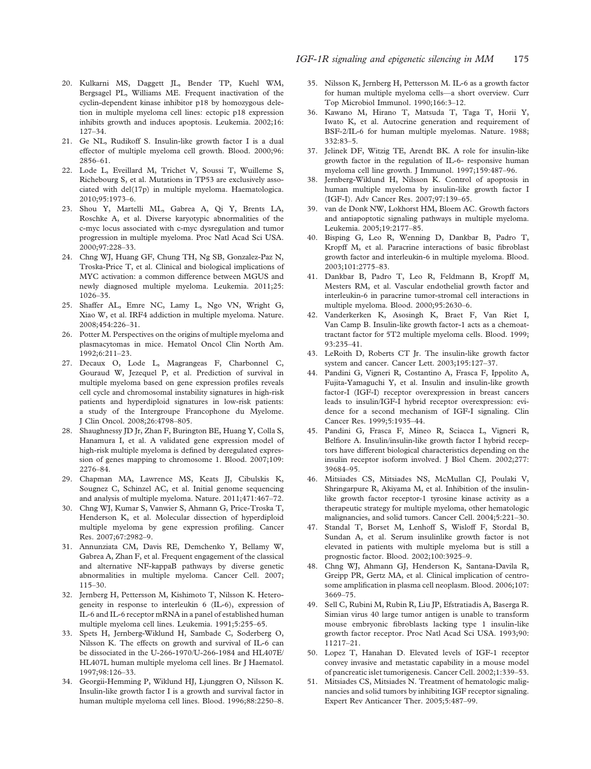20. Kulkarni MS, Daggett JL, Bender TP, Kuehl WM, Bergsagel PL, Williams ME. Frequent inactivation of the cyclin-dependent kinase inhibitor p18 by homozygous deletion in multiple myeloma cell lines: ectopic p18 expression inhibits growth and induces apoptosis. Leukemia. 2002;16: 127–34.
21. Ge NL, Rudikoff S. Insulin-like growth factor I is a dual effector of multiple myeloma cell growth. Blood. 2000;96: 2856–61.
22. Lode L, Eveillard M, Trichet V, Soussi T, Wuilleme S, Richebourg S, et al. Mutations in TP53 are exclusively associated with del(17p) in multiple myeloma. Haematologica. 2010;95:1973–6.
23. Shou Y, Martelli ML, Gabrea A, Qi Y, Brents LA, Roschke A, et al. Diverse karyotypic abnormalities of the c-myc locus associated with c-myc dysregulation and tumor progression in multiple myeloma. Proc Natl Acad Sci USA. 2000;97:228–33.
24. Chng WJ, Huang GF, Chung TH, Ng SB, Gonzalez-Paz N, Troska-Price T, et al. Clinical and biological implications of MYC activation: a common difference between MGUS and newly diagnosed multiple myeloma. Leukemia. 2011;25: 1026–35.
25. Shaffer AL, Emre NC, Lamy L, Ngo VN, Wright G, Xiao W, et al. IRF4 addiction in multiple myeloma. Nature. 2008;454:226–31.
26. Potter M. Perspectives on the origins of multiple myeloma and plasmacytomas in mice. Hematol Oncol Clin North Am. 1992;6:211–23.
27. Decaux O, Lode L, Magrangeas F, Charbonnel C, Gouraud W, Jezequel P, et al. Prediction of survival in multiple myeloma based on gene expression profiles reveals cell cycle and chromosomal instability signatures in high-risk patients and hyperdiploid signatures in low-risk patients: a study of the Intergroupe Francophone du Myelome. J Clin Oncol. 2008;26:4798–805.
28. Shaughnessy JD Jr, Zhan F, Burington BE, Huang Y, Colla S, Hanamura I, et al. A validated gene expression model of high-risk multiple myeloma is defined by deregulated expression of genes mapping to chromosome 1. Blood. 2007;109: 2276–84.
29. Chapman MA, Lawrence MS, Keats JJ, Cibulskis K, Sougnez C, Schinzel AC, et al. Initial genome sequencing and analysis of multiple myeloma. Nature. 2011;471:467–72.
30. Chng WJ, Kumar S, Vanwier S, Ahmann G, Price-Troska T, Henderson K, et al. Molecular dissection of hyperdiploid multiple myeloma by gene expression profiling. Cancer Res. 2007;67:2982–9.
31. Annunziata CM, Davis RE, Demchenko Y, Bellamy W, Gabrea A, Zhan F, et al. Frequent engagement of the classical and alternative NF-kappaB pathways by diverse genetic abnormalities in multiple myeloma. Cancer Cell. 2007; 115–30.
32. Jernberg H, Pettersson M, Kishimoto T, Nilsson K. Heterogeneity in response to interleukin 6 (IL-6), expression of IL-6 and IL-6 receptor mRNA in a panel of established human multiple myeloma cell lines. Leukemia. 1991;5:255–65.
33. Spets H, Jernberg-Wiklund H, Sambade C, Soderberg O, Nilsson K. The effects on growth and survival of IL-6 can be dissociated in the U-266-1970/U-266-1984 and HL407E/HL407L human multiple myeloma cell lines. Br J Haematol. 1997;98:126–33.
34. Georgii-Hemming P, Wiklund HJ, Ljunggren O, Nilsson K. Insulin-like growth factor I is a growth and survival factor in human multiple myeloma cell lines. Blood. 1996;88:2250–8.
35. Nilsson K, Jernberg H, Pettersson M. IL-6 as a growth factor for human multiple myeloma cells—a short overview. Curr Top Microbiol Immunol. 1990;166:3–12.
36. Kawano M, Hirano T, Matsuda T, Taga T, Horii Y, Iwato K, et al. Autocrine generation and requirement of BSF-2/IL-6 for human multiple myelomas. Nature. 1988; 332:83–5.
37. Jelinek DF, Witzig TE, Arendt BK. A role for insulin-like growth factor in the regulation of IL-6- responsive human myeloma cell line growth. J Immunol. 1997;159:487–96.
38. Jernberg-Wiklund H, Nilsson K. Control of apoptosis in human multiple myeloma by insulin-like growth factor I (IGF-I). Adv Cancer Res. 2007;97:139–65.
39. van de Donk NW, Lokhorst HM, Bloem AC. Growth factors and antiapoptotic signaling pathways in multiple myeloma. Leukemia. 2005;19:2177–85.
40. Bisping G, Leo R, Wenning D, Dankbar B, Padro T, Kropff M, et al. Paracrine interactions of basic fibroblast growth factor and interleukin-6 in multiple myeloma. Blood. 2003;101:2775–83.
41. Dankbar B, Padro T, Leo R, Feldmann B, Kropff M, Mesters RM, et al. Vascular endothelial growth factor and interleukin-6 in paracrine tumor-stromal cell interactions in multiple myeloma. Blood. 2000;95:2630–6.
42. Vanderkerken K, Asosingh K, Braet F, Van Riet I, Van Camp B. Insulin-like growth factor-1 acts as a chemoattractant factor for 5T2 multiple myeloma cells. Blood. 1999; 93:235–41.
43. LeRoith D, Roberts CT Jr. The insulin-like growth factor system and cancer. Cancer Lett. 2003;195:127–37.
44. Pandini G, Vigneri R, Costantino A, Frasca F, Ippolito A, Fujita-Yamaguchi Y, et al. Insulin and insulin-like growth factor-I (IGF-I) receptor overexpression in breast cancers leads to insulin/IGF-I hybrid receptor overexpression: evidence for a second mechanism of IGF-I signaling. Clin Cancer Res. 1999;5:1935–44.
45. Pandini G, Frasca F, Mineo R, Sciacca L, Vigneri R, Belfiore A. Insulin/insulin-like growth factor I hybrid receptors have different biological characteristics depending on the insulin receptor isoform involved. J Biol Chem. 2002;277: 39684–95.
46. Mitsiades CS, Mitsiades NS, McMullan CJ, Poulaki V, Shringarpure R, Akiyama M, et al. Inhibition of the insulin-like growth factor receptor-1 tyrosine kinase activity as a therapeutic strategy for multiple myeloma, other hematologic malignancies, and solid tumors. Cancer Cell. 2004;5:221–30.
47. Standal T, Borset M, Lenhoff S, Wisloff F, Stordal B, Sundan A, et al. Serum insulinlike growth factor is not elevated in patients with multiple myeloma but is still a prognostic factor. Blood. 2002;100:3925–9.
48. Chng WJ, Ahmann GJ, Henderson K, Santana-Davila R, Greipp PR, Gertz MA, et al. Clinical implication of centrosome amplification in plasma cell neoplasm. Blood. 2006;107: 3669–75.
49. Sell C, Rubini M, Rubin R, Liu JP, Efstratiadis A, Baserga R. Simian virus 40 large tumor antigen is unable to transform mouse embryonic fibroblasts lacking type 1 insulin-like growth factor receptor. Proc Natl Acad Sci USA. 1993;90: 11217–21.
50. Lopez T, Hanahan D. Elevated levels of IGF-1 receptor convey invasive and metastatic capability in a mouse model of pancreatic islet tumorigenesis. Cancer Cell. 2002;1:339–53.
51. Mitsiades CS, Mitsiades N. Treatment of hematologic malignancies and solid tumors by inhibiting IGF receptor signaling. Expert Rev Anticancer Ther. 2005;5:487–99.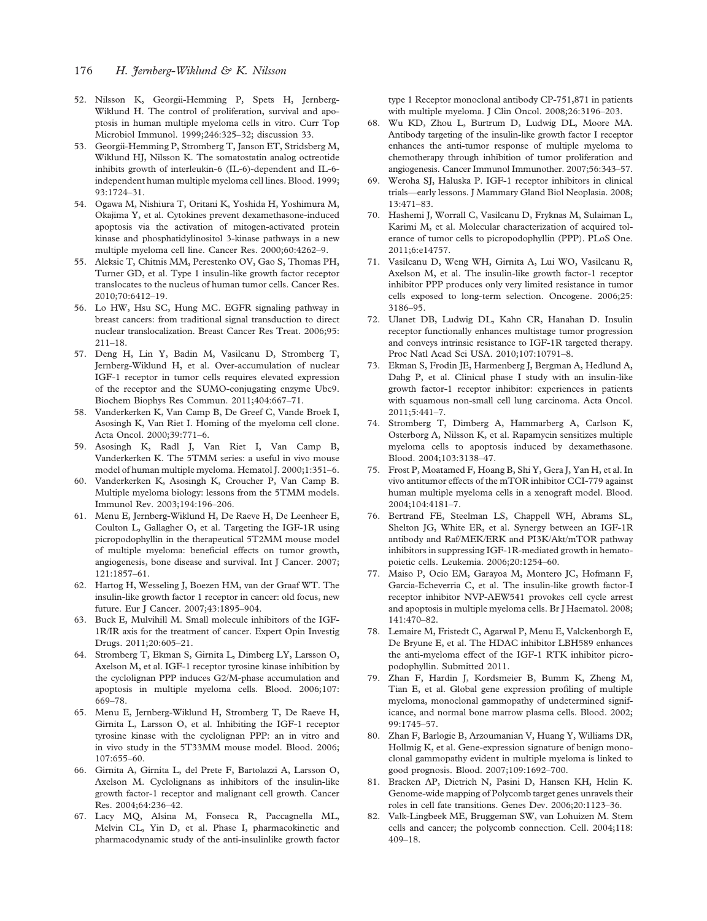52. Nilsson K, Georgii-Hemming P, Spets H, Jernberg-Wiklund H. The control of proliferation, survival and apoptosis in human multiple myeloma cells in vitro. Curr Top Microbiol Immunol. 1999;246:325–32; discussion 33.
53. Georgii-Hemming P, Stromberg T, Janson ET, Stridsberg M, Wiklund HJ, Nilsson K. The somatostatin analog octreotide inhibits growth of interleukin-6 (IL-6)-dependent and IL-6-independent human multiple myeloma cell lines. Blood. 1999; 93:1724–31.
54. Ogawa M, Nishiura T, Oritani K, Yoshida H, Yoshimura M, Okajima Y, et al. Cytokines prevent dexamethasone-induced apoptosis via the activation of mitogen-activated protein kinase and phosphatidylinositol 3-kinase pathways in a new multiple myeloma cell line. Cancer Res. 2000;60:4262–9.
55. Aleksic T, Chitnis MM, Perestenko OV, Gao S, Thomas PH, Turner GD, et al. Type 1 insulin-like growth factor receptor translocates to the nucleus of human tumor cells. Cancer Res. 2010;70:6412–19.
56. Lo HW, Hsu SC, Hung MC. EGFR signaling pathway in breast cancers: from traditional signal transduction to direct nuclear translocalization. Breast Cancer Res Treat. 2006;95: 211–18.
57. Deng H, Lin Y, Badin M, Vasilcanu D, Stromberg T, Jernberg-Wiklund H, et al. Over-accumulation of nuclear IGF-1 receptor in tumor cells requires elevated expression of the receptor and the SUMO-conjugating enzyme Ubc9. Biochem Biophys Res Commun. 2011;404:667–71.
58. Vanderkerken K, Van Camp B, De Greef C, Vande Broek I, Asosingh K, Van Riet I. Homing of the myeloma cell clone. Acta Oncol. 2000;39:771–6.
59. Asosingh K, Radl J, Van Riet I, Van Camp B, Vanderkerken K. The 5TMM series: a useful in vivo mouse model of human multiple myeloma. Hematol J. 2000;1:351–6.
60. Vanderkerken K, Asosingh K, Croucher P, Van Camp B. Multiple myeloma biology: lessons from the 5TMM models. Immunol Rev. 2003;194:196–206.
61. Menu E, Jernberg-Wiklund H, De Raeve H, De Leenheer E, Coulton L, Gallagher O, et al. Targeting the IGF-1R using picropodophyllin in the therapeutical 5T2MM mouse model of multiple myeloma: beneficial effects on tumor growth, angiogenesis, bone disease and survival. Int J Cancer. 2007; 121:1857–61.
62. Hartog H, Wesseling J, Boezen HM, van der Graaf WT. The insulin-like growth factor 1 receptor in cancer: old focus, new future. Eur J Cancer. 2007;43:1895–904.
63. Buck E, Mulvihill M. Small molecule inhibitors of the IGF-1R/IR axis for the treatment of cancer. Expert Opin Investig Drugs. 2011;20:605–21.
64. Stromberg T, Ekman S, Girnita L, Dimberg LY, Larsson O, Axelson M, et al. IGF-1 receptor tyrosine kinase inhibition by the cyclolignan PPP induces G2/M-phase accumulation and apoptosis in multiple myeloma cells. Blood. 2006;107: 669–78.
65. Menu E, Jernberg-Wiklund H, Stromberg T, De Raeve H, Girnita L, Larsson O, et al. Inhibiting the IGF-1 receptor tyrosine kinase with the cyclolignan PPP: an in vitro and in vivo study in the 5T33MM mouse model. Blood. 2006; 107:655–60.
66. Girnita A, Girnita L, del Prete F, Bartolazzi A, Larsson O, Axelson M. Cyclolignans as inhibitors of the insulin-like growth factor-1 receptor and malignant cell growth. Cancer Res. 2004;64:236–42.
67. Lacy MQ, Alsina M, Fonseca R, Paccagnella ML, Melvin CL, Yin D, et al. Phase I, pharmacokinetic and pharmacodynamic study of the anti-insulinlike growth factor type 1 Receptor monoclonal antibody CP-751,871 in patients with multiple myeloma. J Clin Oncol. 2008;26:3196–203.
68. Wu KD, Zhou L, Burtrum D, Ludwig DL, Moore MA. Antibody targeting of the insulin-like growth factor I receptor enhances the anti-tumor response of multiple myeloma to chemotherapy through inhibition of tumor proliferation and angiogenesis. Cancer Immunol Immunother. 2007;56:343–57.
69. Weroha SJ, Haluska P. IGF-1 receptor inhibitors in clinical trials—early lessons. J Mammary Gland Biol Neoplasia. 2008; 13:471–83.
70. Hashemi J, Worrall C, Vasilcanu D, Fryknas M, Sulaiman L, Karimi M, et al. Molecular characterization of acquired tolerance of tumor cells to picropodophyllin (PPP). PLoS One. 2011;6:e14757.
71. Vasilcanu D, Weng WH, Girnita A, Lui WO, Vasilcanu R, Axelson M, et al. The insulin-like growth factor-1 receptor inhibitor PPP produces only very limited resistance in tumor cells exposed to long-term selection. Oncogene. 2006;25: 3186–95.
72. Ulanet DB, Ludwig DL, Kahn CR, Hanahan D. Insulin receptor functionally enhances multistage tumor progression and conveys intrinsic resistance to IGF-1R targeted therapy. Proc Natl Acad Sci USA. 2010;107:10791–8.
73. Ekman S, Frodin JE, Harmenberg J, Bergman A, Hedlund A, Dahg P, et al. Clinical phase I study with an insulin-like growth factor-1 receptor inhibitor: experiences in patients with squamous non-small cell lung carcinoma. Acta Oncol. 2011;5:441–7.
74. Stromberg T, Dimberg A, Hammarberg A, Carlson K, Osterborg A, Nilsson K, et al. Rapamycin sensitizes multiple myeloma cells to apoptosis induced by dexamethasone. Blood. 2004;103:3138–47.
75. Frost P, Moatamed F, Hoang B, Shi Y, Gera J, Yan H, et al. In vivo antitumor effects of the mTOR inhibitor CCI-779 against human multiple myeloma cells in a xenograft model. Blood. 2004;104:4181–7.
76. Bertrand FE, Steelman LS, Chappell WH, Abrams SL, Shelton JG, White ER, et al. Synergy between an IGF-1R antibody and Raf/MEK/ERK and PI3K/Akt/mTOR pathway inhibitors in suppressing IGF-1R-mediated growth in hematopoietic cells. Leukemia. 2006;20:1254–60.
77. Maiso P, Ocio EM, Garayoa M, Montero JC, Hofmann F, Garcia-Echeverria C, et al. The insulin-like growth factor-I receptor inhibitor NVP-AEW541 provokes cell cycle arrest and apoptosis in multiple myeloma cells. Br J Haematol. 2008; 141:470–82.
78. Lemaire M, Fristedt C, Agarwal P, Menu E, Valckenborgh E, De Bryune E, et al. The HDAC inhibitor LBH589 enhances the anti-myeloma effect of the IGF-1 RTK inhibitor picropodophyllin. Submitted 2011.
79. Zhan F, Hardin J, Kordsmeier B, Bumm K, Zheng M, Tian E, et al. Global gene expression profiling of multiple myeloma, monoclonal gammopathy of undetermined significance, and normal bone marrow plasma cells. Blood. 2002; 99:1745–57.
80. Zhan F, Barlogie B, Arzoumanian V, Huang Y, Williams DR, Hollmig K, et al. Gene-expression signature of benign monoclonal gammopathy evident in multiple myeloma is linked to good prognosis. Blood. 2007;109:1692–700.
81. Bracken AP, Dietrich N, Pasini D, Hansen KH, Helin K. Genome-wide mapping of Polycomb target genes unravels their roles in cell fate transitions. Genes Dev. 2006;20:1123–36.
82. Valk-Lingbeek ME, Bruggeman SW, van Lohuizen M. Stem cells and cancer; the polycomb connection. Cell. 2004;118: 409–18.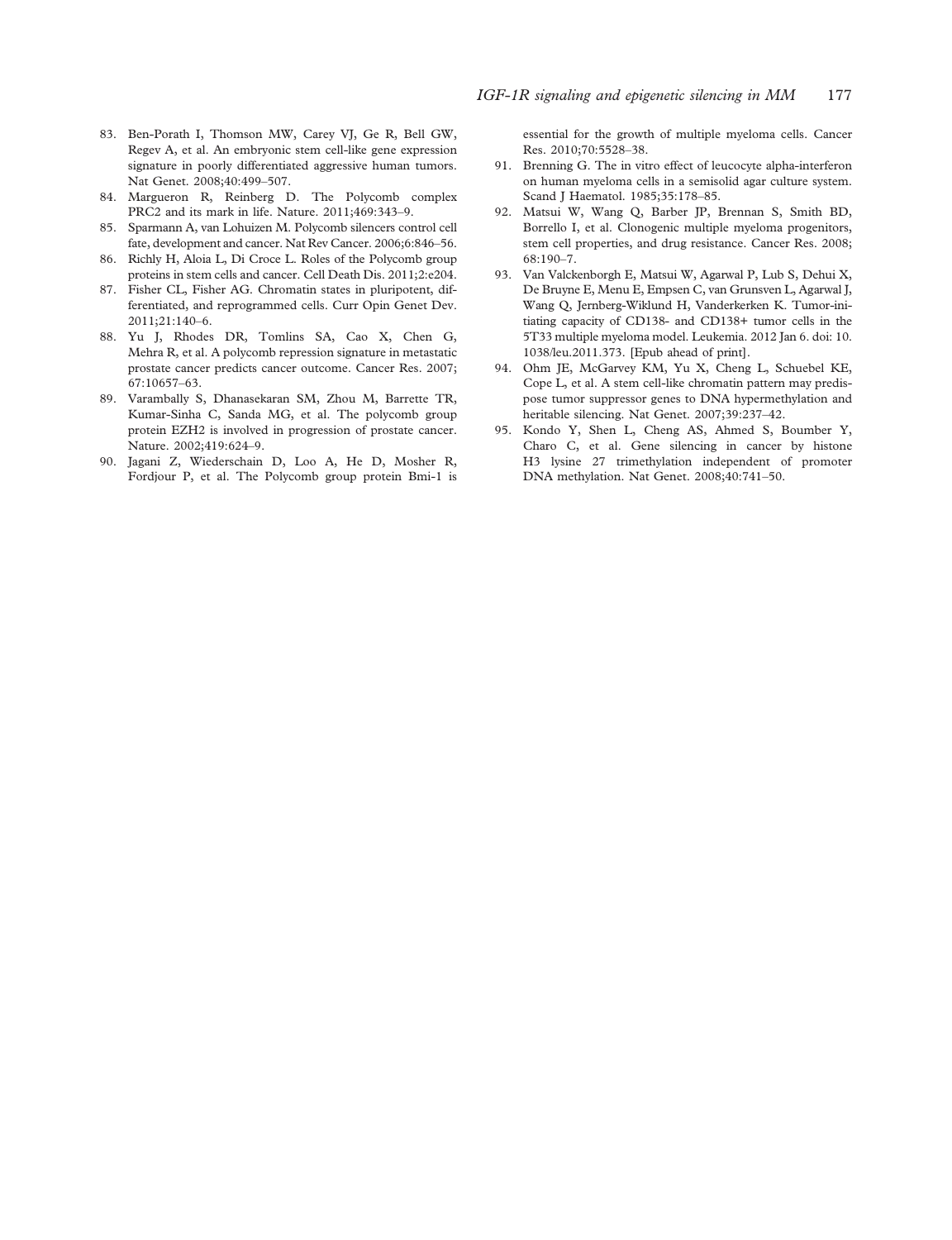83. Ben-Porath I, Thomson MW, Carey VJ, Ge R, Bell GW, Regev A, et al. An embryonic stem cell-like gene expression signature in poorly differentiated aggressive human tumors. Nat Genet. 2008;40:499–507.
84. Margueron R, Reinberg D. The Polycomb complex PRC2 and its mark in life. Nature. 2011;469:343–9.
85. Sparmann A, van Lohuizen M. Polycomb silencers control cell fate, development and cancer. Nat Rev Cancer. 2006;6:846–56.
86. Richly H, Aloia L, Di Croce L. Roles of the Polycomb group proteins in stem cells and cancer. Cell Death Dis. 2011;2:e204.
87. Fisher CL, Fisher AG. Chromatin states in pluripotent, differentiated, and reprogrammed cells. Curr Opin Genet Dev. 2011;21:140–6.
88. Yu J, Rhodes DR, Tomlins SA, Cao X, Chen G, Mehra R, et al. A polycomb repression signature in metastatic prostate cancer predicts cancer outcome. Cancer Res. 2007; 67:10657–63.
89. Varambally S, Dhanasekaran SM, Zhou M, Barrette TR, Kumar-Sinha C, Sanda MG, et al. The polycomb group protein EZH2 is involved in progression of prostate cancer. Nature. 2002;419:624–9.
90. Jagani Z, Wiederschain D, Loo A, He D, Mosher R, Fordjour P, et al. The Polycomb group protein Bmi-1 is essential for the growth of multiple myeloma cells. Cancer Res. 2010;70:5528–38.
91. Brenning G. The in vitro effect of leucocyte alpha-interferon on human myeloma cells in a semisolid agar culture system. Scand J Haematol. 1985;35:178–85.
92. Matsui W, Wang Q, Barber JP, Brennan S, Smith BD, Borrello I, et al. Clonogenic multiple myeloma progenitors, stem cell properties, and drug resistance. Cancer Res. 2008; 68:190–7.
93. Van Valckenborgh E, Matsui W, Agarwal P, Lub S, Dehui X, De Bruyne E, Menu E, Empsen C, van Grunsven L, Agarwal J, Wang Q, Jernberg-Wiklund H, Vanderkerken K. Tumor-initiating capacity of CD138- and CD138+ tumor cells in the 5T33 multiple myeloma model. Leukemia. 2012 Jan 6. doi: 10.1038/leu.2011.373. [Epub ahead of print].
94. Ohm JE, McGarvey KM, Yu X, Cheng L, Schuebel KE, Cope L, et al. A stem cell-like chromatin pattern may predispose tumor suppressor genes to DNA hypermethylation and heritable silencing. Nat Genet. 2007;39:237–42.
95. Kondo Y, Shen L, Cheng AS, Ahmed S, Boumber Y, Charo C, et al. Gene silencing in cancer by histone H3 lysine 27 trimethylation independent of promoter DNA methylation. Nat Genet. 2008;40:741–50.